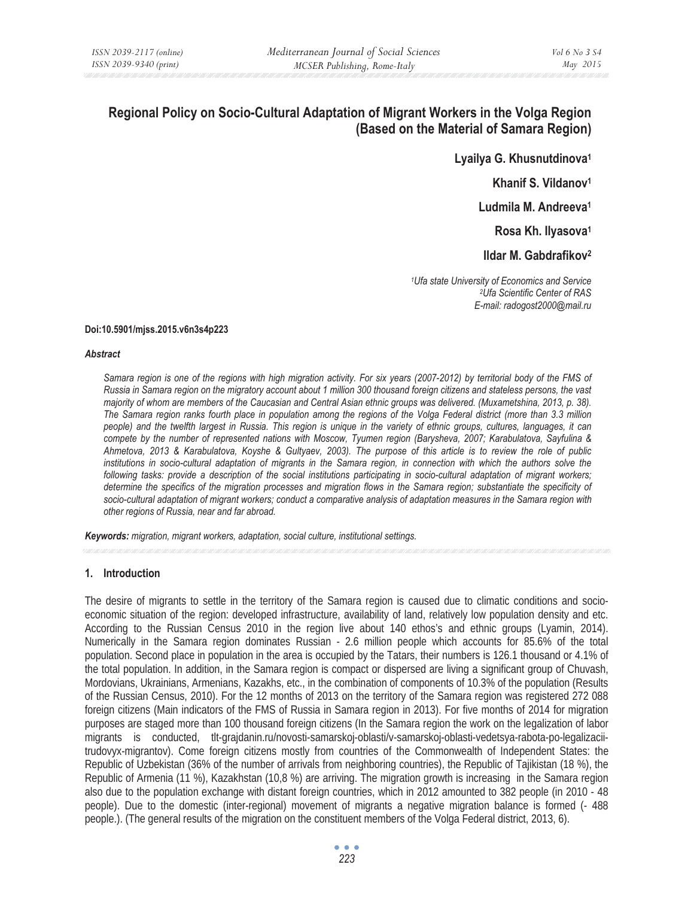# Regional Policy on Socio-Cultural Adaptation of Migrant Workers in the Volga Region (Based on the Material of Samara Region)

**Lyailya G. Khusnutdinova[1]**

**Khanif S. Vildanov[1]**

**Ludmila M. Andreeva[1]**

**Rosa Kh. Ilyasova[1]**

**Ildar M. Gabdrafikov[2]**

*[1]Ufa state University of Economics and Service*
*[2]Ufa Scientific Center of RAS*
*E-mail: radogost2000@mail.ru*

**Doi:10.5901/mjss.2015.v6n3s4p223**

***Abstract***

*Samara region is one of the regions with high migration activity. For six years (2007-2012) by territorial body of the FMS of Russia in Samara region on the migratory account about 1 million 300 thousand foreign citizens and stateless persons, the vast majority of whom are members of the Caucasian and Central Asian ethnic groups was delivered. (Muxametshina, 2013, p. 38). The Samara region ranks fourth place in population among the regions of the Volga Federal district (more than 3.3 million people) and the twelfth largest in Russia. This region is unique in the variety of ethnic groups, cultures, languages, it can compete by the number of represented nations with Moscow, Tyumen region (Barysheva, 2007; Karabulatova, Sayfulina & Ahmetova, 2013 & Karabulatova, Koyshe & Gultyaev, 2003). The purpose of this article is to review the role of public institutions in socio-cultural adaptation of migrants in the Samara region, in connection with which the authors solve the following tasks: provide a description of the social institutions participating in socio-cultural adaptation of migrant workers; determine the specifics of the migration processes and migration flows in the Samara region; substantiate the specificity of socio-cultural adaptation of migrant workers; conduct a comparative analysis of adaptation measures in the Samara region with other regions of Russia, near and far abroad.*

***Keywords:*** *migration, migrant workers, adaptation, social culture, institutional settings.*

## 1. Introduction

The desire of migrants to settle in the territory of the Samara region is caused due to climatic conditions and socio-economic situation of the region: developed infrastructure, availability of land, relatively low population density and etc. According to the Russian Census 2010 in the region live about 140 ethos's and ethnic groups (Lyamin, 2014). Numerically in the Samara region dominates Russian - 2.6 million people which accounts for 85.6% of the total population. Second place in population in the area is occupied by the Tatars, their numbers is 126.1 thousand or 4.1% of the total population. In addition, in the Samara region is compact or dispersed are living a significant group of Chuvash, Mordovians, Ukrainians, Armenians, Kazakhs, etc., in the combination of components of 10.3% of the population (Results of the Russian Census, 2010). For the 12 months of 2013 on the territory of the Samara region was registered 272 088 foreign citizens (Main indicators of the FMS of Russia in Samara region in 2013). For five months of 2014 for migration purposes are staged more than 100 thousand foreign citizens (In the Samara region the work on the legalization of labor migrants is conducted, tlt-grajdanin.ru/novosti-samarskoj-oblasti/v-samarskoj-oblasti-vedetsya-rabota-po-legalizacii-trudovyx-migrantov). Come foreign citizens mostly from countries of the Commonwealth of Independent States: the Republic of Uzbekistan (36% of the number of arrivals from neighboring countries), the Republic of Tajikistan (18 %), the Republic of Armenia (11 %), Kazakhstan (10,8 %) are arriving. The migration growth is increasing in the Samara region also due to the population exchange with distant foreign countries, which in 2012 amounted to 382 people (in 2010 - 48 people). Due to the domestic (inter-regional) movement of migrants a negative migration balance is formed (- 488 people.). (The general results of the migration on the constituent members of the Volga Federal district, 2013, 6).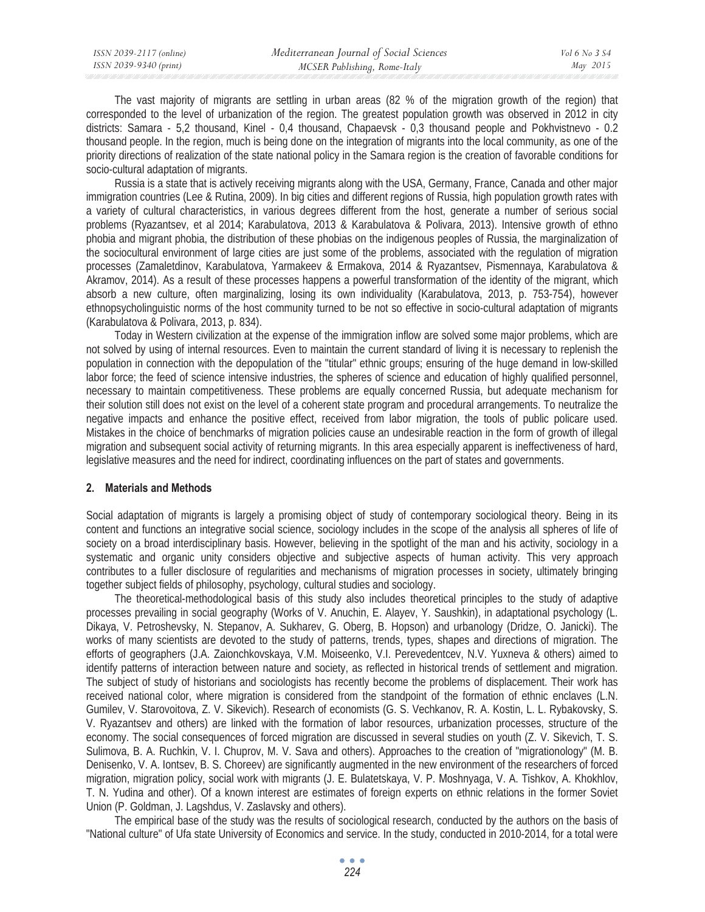The vast majority of migrants are settling in urban areas (82 % of the migration growth of the region) that corresponded to the level of urbanization of the region. The greatest population growth was observed in 2012 in city districts: Samara - 5,2 thousand, Kinel - 0,4 thousand, Chapaevsk - 0,3 thousand people and Pokhvistnevo - 0.2 thousand people. In the region, much is being done on the integration of migrants into the local community, as one of the priority directions of realization of the state national policy in the Samara region is the creation of favorable conditions for socio-cultural adaptation of migrants.

Russia is a state that is actively receiving migrants along with the USA, Germany, France, Canada and other major immigration countries (Lee & Rutina, 2009). In big cities and different regions of Russia, high population growth rates with a variety of cultural characteristics, in various degrees different from the host, generate a number of serious social problems (Ryazantsev, et al 2014; Karabulatova, 2013 & Karabulatova & Polivara, 2013). Intensive growth of ethno phobia and migrant phobia, the distribution of these phobias on the indigenous peoples of Russia, the marginalization of the sociocultural environment of large cities are just some of the problems, associated with the regulation of migration processes (Zamaletdinov, Karabulatova, Yarmakeev & Ermakova, 2014 & Ryazantsev, Pismennaya, Karabulatova & Akramov, 2014). As a result of these processes happens a powerful transformation of the identity of the migrant, which absorb a new culture, often marginalizing, losing its own individuality (Karabulatova, 2013, p. 753-754), however ethnopsycholinguistic norms of the host community turned to be not so effective in socio-cultural adaptation of migrants (Karabulatova & Polivara, 2013, p. 834).

Today in Western civilization at the expense of the immigration inflow are solved some major problems, which are not solved by using of internal resources. Even to maintain the current standard of living it is necessary to replenish the population in connection with the depopulation of the "titular" ethnic groups; ensuring of the huge demand in low-skilled labor force; the feed of science intensive industries, the spheres of science and education of highly qualified personnel, necessary to maintain competitiveness. These problems are equally concerned Russia, but adequate mechanism for their solution still does not exist on the level of a coherent state program and procedural arrangements. To neutralize the negative impacts and enhance the positive effect, received from labor migration, the tools of public policare used. Mistakes in the choice of benchmarks of migration policies cause an undesirable reaction in the form of growth of illegal migration and subsequent social activity of returning migrants. In this area especially apparent is ineffectiveness of hard, legislative measures and the need for indirect, coordinating influences on the part of states and governments.

## 2. Materials and Methods

Social adaptation of migrants is largely a promising object of study of contemporary sociological theory. Being in its content and functions an integrative social science, sociology includes in the scope of the analysis all spheres of life of society on a broad interdisciplinary basis. However, believing in the spotlight of the man and his activity, sociology in a systematic and organic unity considers objective and subjective aspects of human activity. This very approach contributes to a fuller disclosure of regularities and mechanisms of migration processes in society, ultimately bringing together subject fields of philosophy, psychology, cultural studies and sociology.

The theoretical-methodological basis of this study also includes theoretical principles to the study of adaptive processes prevailing in social geography (Works of V. Anuchin, E. Alayev, Y. Saushkin), in adaptational psychology (L. Dikaya, V. Petroshevsky, N. Stepanov, A. Sukharev, G. Oberg, B. Hopson) and urbanology (Dridze, O. Janicki). The works of many scientists are devoted to the study of patterns, trends, types, shapes and directions of migration. The efforts of geographers (J.A. Zaionchkovskaya, V.M. Moiseenko, V.I. Perevedentcev, N.V. Yuxneva & others) aimed to identify patterns of interaction between nature and society, as reflected in historical trends of settlement and migration. The subject of study of historians and sociologists has recently become the problems of displacement. Their work has received national color, where migration is considered from the standpoint of the formation of ethnic enclaves (L.N. Gumilev, V. Starovoitova, Z. V. Sikevich). Research of economists (G. S. Vechkanov, R. A. Kostin, L. L. Rybakovsky, S. V. Ryazantsev and others) are linked with the formation of labor resources, urbanization processes, structure of the economy. The social consequences of forced migration are discussed in several studies on youth (Z. V. Sikevich, T. S. Sulimova, B. A. Ruchkin, V. I. Chuprov, M. V. Sava and others). Approaches to the creation of "migrationology" (M. B. Denisenko, V. A. Iontsev, B. S. Choreev) are significantly augmented in the new environment of the researchers of forced migration, migration policy, social work with migrants (J. E. Bulatetskaya, V. P. Moshnyaga, V. A. Tishkov, A. Khokhlov, T. N. Yudina and other). Of a known interest are estimates of foreign experts on ethnic relations in the former Soviet Union (P. Goldman, J. Lagshdus, V. Zaslavsky and others).

The empirical base of the study was the results of sociological research, conducted by the authors on the basis of "National culture" of Ufa state University of Economics and service. In the study, conducted in 2010-2014, for a total were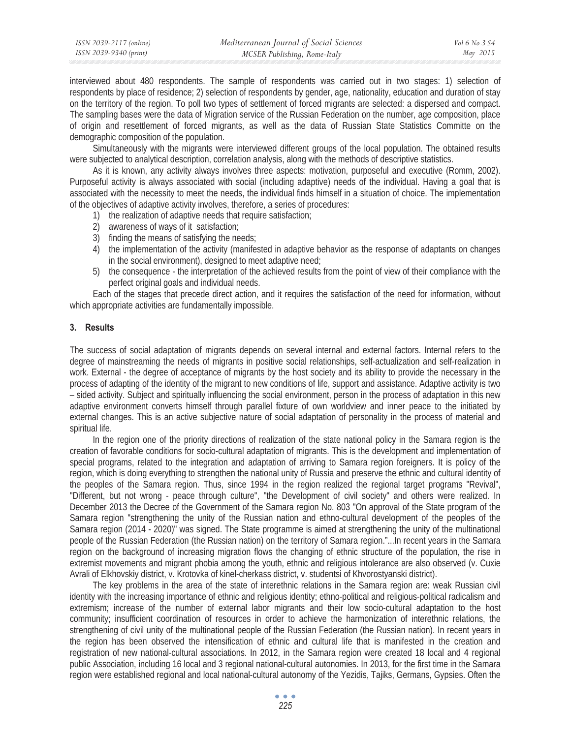interviewed about 480 respondents. The sample of respondents was carried out in two stages: 1) selection of respondents by place of residence; 2) selection of respondents by gender, age, nationality, education and duration of stay on the territory of the region. To poll two types of settlement of forced migrants are selected: a dispersed and compact. The sampling bases were the data of Migration service of the Russian Federation on the number, age composition, place of origin and resettlement of forced migrants, as well as the data of Russian State Statistics Committe on the demographic composition of the population.

Simultaneously with the migrants were interviewed different groups of the local population. The obtained results were subjected to analytical description, correlation analysis, along with the methods of descriptive statistics.

As it is known, any activity always involves three aspects: motivation, purposeful and executive (Romm, 2002). Purposeful activity is always associated with social (including adaptive) needs of the individual. Having a goal that is associated with the necessity to meet the needs, the individual finds himself in a situation of choice. The implementation of the objectives of adaptive activity involves, therefore, a series of procedures:

1) the realization of adaptive needs that require satisfaction;
2) awareness of ways of it satisfaction;
3) finding the means of satisfying the needs;
4) the implementation of the activity (manifested in adaptive behavior as the response of adaptants on changes in the social environment), designed to meet adaptive need;
5) the consequence - the interpretation of the achieved results from the point of view of their compliance with the perfect original goals and individual needs.

Each of the stages that precede direct action, and it requires the satisfaction of the need for information, without which appropriate activities are fundamentally impossible.

## 3. Results

The success of social adaptation of migrants depends on several internal and external factors. Internal refers to the degree of mainstreaming the needs of migrants in positive social relationships, self-actualization and self-realization in work. External - the degree of acceptance of migrants by the host society and its ability to provide the necessary in the process of adapting of the identity of the migrant to new conditions of life, support and assistance. Adaptive activity is two – sided activity. Subject and spiritually influencing the social environment, person in the process of adaptation in this new adaptive environment converts himself through parallel fixture of own worldview and inner peace to the initiated by external changes. This is an active subjective nature of social adaptation of personality in the process of material and spiritual life.

In the region one of the priority directions of realization of the state national policy in the Samara region is the creation of favorable conditions for socio-cultural adaptation of migrants. This is the development and implementation of special programs, related to the integration and adaptation of arriving to Samara region foreigners. It is policy of the region, which is doing everything to strengthen the national unity of Russia and preserve the ethnic and cultural identity of the peoples of the Samara region. Thus, since 1994 in the region realized the regional target programs "Revival", "Different, but not wrong - peace through culture", "the Development of civil society" and others were realized. In December 2013 the Decree of the Government of the Samara region No. 803 "On approval of the State program of the Samara region "strengthening the unity of the Russian nation and ethno-cultural development of the peoples of the Samara region (2014 - 2020)" was signed. The State programme is aimed at strengthening the unity of the multinational people of the Russian Federation (the Russian nation) on the territory of Samara region."...In recent years in the Samara region on the background of increasing migration flows the changing of ethnic structure of the population, the rise in extremist movements and migrant phobia among the youth, ethnic and religious intolerance are also observed (v. Cuxie Avrali of Elkhovskiy district, v. Krotovka of kinel-cherkass district, v. studentsi of Khvorostyanski district).

The key problems in the area of the state of interethnic relations in the Samara region are: weak Russian civil identity with the increasing importance of ethnic and religious identity; ethno-political and religious-political radicalism and extremism; increase of the number of external labor migrants and their low socio-cultural adaptation to the host community; insufficient coordination of resources in order to achieve the harmonization of interethnic relations, the strengthening of civil unity of the multinational people of the Russian Federation (the Russian nation). In recent years in the region has been observed the intensification of ethnic and cultural life that is manifested in the creation and registration of new national-cultural associations. In 2012, in the Samara region were created 18 local and 4 regional public Association, including 16 local and 3 regional national-cultural autonomies. In 2013, for the first time in the Samara region were established regional and local national-cultural autonomy of the Yezidis, Tajiks, Germans, Gypsies. Often the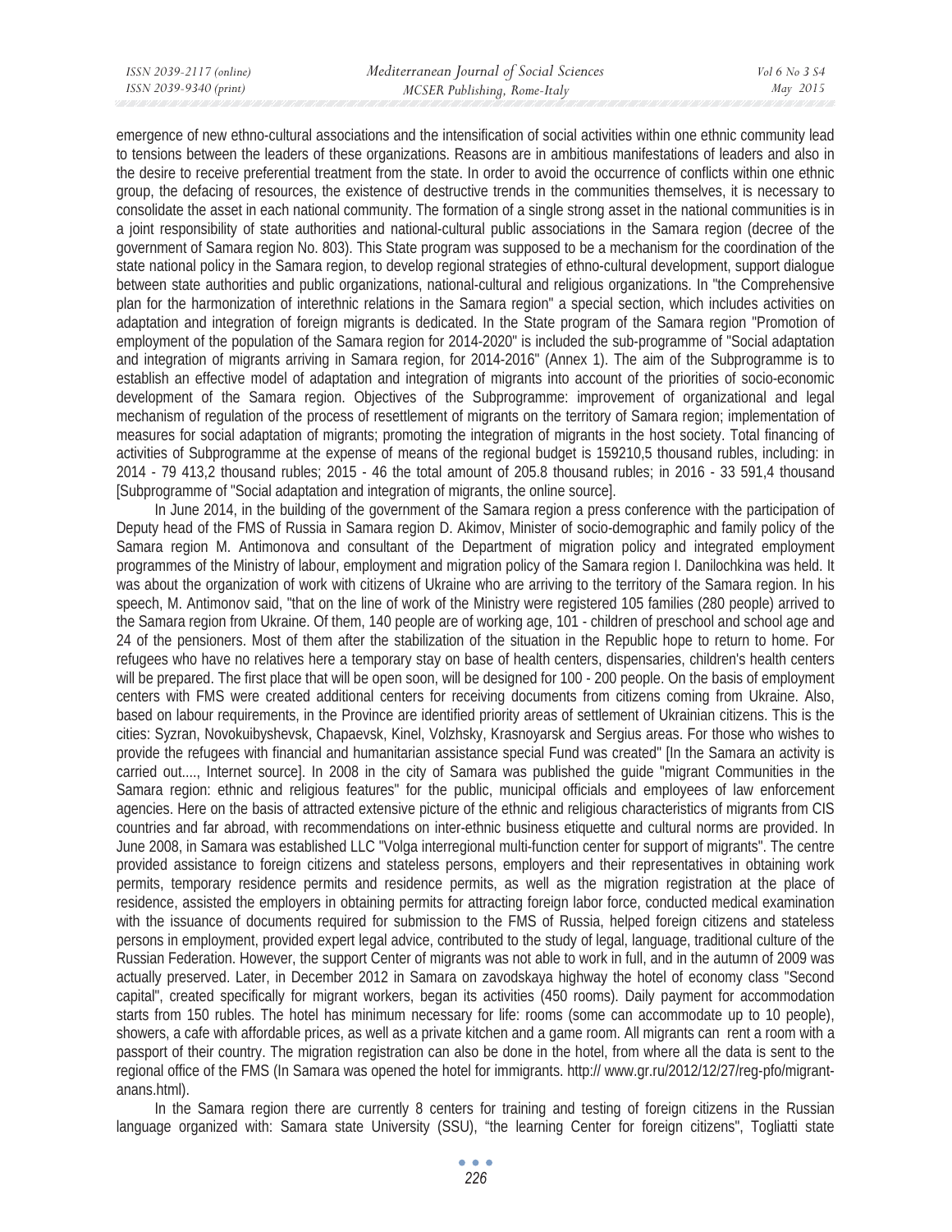emergence of new ethno-cultural associations and the intensification of social activities within one ethnic community lead to tensions between the leaders of these organizations. Reasons are in ambitious manifestations of leaders and also in the desire to receive preferential treatment from the state. In order to avoid the occurrence of conflicts within one ethnic group, the defacing of resources, the existence of destructive trends in the communities themselves, it is necessary to consolidate the asset in each national community. The formation of a single strong asset in the national communities is in a joint responsibility of state authorities and national-cultural public associations in the Samara region (decree of the government of Samara region No. 803). This State program was supposed to be a mechanism for the coordination of the state national policy in the Samara region, to develop regional strategies of ethno-cultural development, support dialogue between state authorities and public organizations, national-cultural and religious organizations. In "the Comprehensive plan for the harmonization of interethnic relations in the Samara region" a special section, which includes activities on adaptation and integration of foreign migrants is dedicated. In the State program of the Samara region "Promotion of employment of the population of the Samara region for 2014-2020" is included the sub-programme of "Social adaptation and integration of migrants arriving in Samara region, for 2014-2016" (Annex 1). The aim of the Subprogramme is to establish an effective model of adaptation and integration of migrants into account of the priorities of socio-economic development of the Samara region. Objectives of the Subprogramme: improvement of organizational and legal mechanism of regulation of the process of resettlement of migrants on the territory of Samara region; implementation of measures for social adaptation of migrants; promoting the integration of migrants in the host society. Total financing of activities of Subprogramme at the expense of means of the regional budget is 159210,5 thousand rubles, including: in 2014 - 79 413,2 thousand rubles; 2015 - 46 the total amount of 205.8 thousand rubles; in 2016 - 33 591,4 thousand [Subprogramme of "Social adaptation and integration of migrants, the online source].

In June 2014, in the building of the government of the Samara region a press conference with the participation of Deputy head of the FMS of Russia in Samara region D. Akimov, Minister of socio-demographic and family policy of the Samara region M. Antimonova and consultant of the Department of migration policy and integrated employment programmes of the Ministry of labour, employment and migration policy of the Samara region I. Danilochkina was held. It was about the organization of work with citizens of Ukraine who are arriving to the territory of the Samara region. In his speech, M. Antimonov said, "that on the line of work of the Ministry were registered 105 families (280 people) arrived to the Samara region from Ukraine. Of them, 140 people are of working age, 101 - children of preschool and school age and 24 of the pensioners. Most of them after the stabilization of the situation in the Republic hope to return to home. For refugees who have no relatives here a temporary stay on base of health centers, dispensaries, children's health centers will be prepared. The first place that will be open soon, will be designed for 100 - 200 people. On the basis of employment centers with FMS were created additional centers for receiving documents from citizens coming from Ukraine. Also, based on labour requirements, in the Province are identified priority areas of settlement of Ukrainian citizens. This is the cities: Syzran, Novokuibyshevsk, Chapaevsk, Kinel, Volzhsky, Krasnoyarsk and Sergius areas. For those who wishes to provide the refugees with financial and humanitarian assistance special Fund was created" [In the Samara an activity is carried out...., Internet source]. In 2008 in the city of Samara was published the guide "migrant Communities in the Samara region: ethnic and religious features" for the public, municipal officials and employees of law enforcement agencies. Here on the basis of attracted extensive picture of the ethnic and religious characteristics of migrants from CIS countries and far abroad, with recommendations on inter-ethnic business etiquette and cultural norms are provided. In June 2008, in Samara was established LLC "Volga interregional multi-function center for support of migrants". The centre provided assistance to foreign citizens and stateless persons, employers and their representatives in obtaining work permits, temporary residence permits and residence permits, as well as the migration registration at the place of residence, assisted the employers in obtaining permits for attracting foreign labor force, conducted medical examination with the issuance of documents required for submission to the FMS of Russia, helped foreign citizens and stateless persons in employment, provided expert legal advice, contributed to the study of legal, language, traditional culture of the Russian Federation. However, the support Center of migrants was not able to work in full, and in the autumn of 2009 was actually preserved. Later, in December 2012 in Samara on zavodskaya highway the hotel of economy class "Second capital", created specifically for migrant workers, began its activities (450 rooms). Daily payment for accommodation starts from 150 rubles. The hotel has minimum necessary for life: rooms (some can accommodate up to 10 people), showers, a cafe with affordable prices, as well as a private kitchen and a game room. All migrants can rent a room with a passport of their country. The migration registration can also be done in the hotel, from where all the data is sent to the regional office of the FMS (In Samara was opened the hotel for immigrants. http:// www.gr.ru/2012/12/27/reg-pfo/migrant-anans.html).

In the Samara region there are currently 8 centers for training and testing of foreign citizens in the Russian language organized with: Samara state University (SSU), "the learning Center for foreign citizens", Togliatti state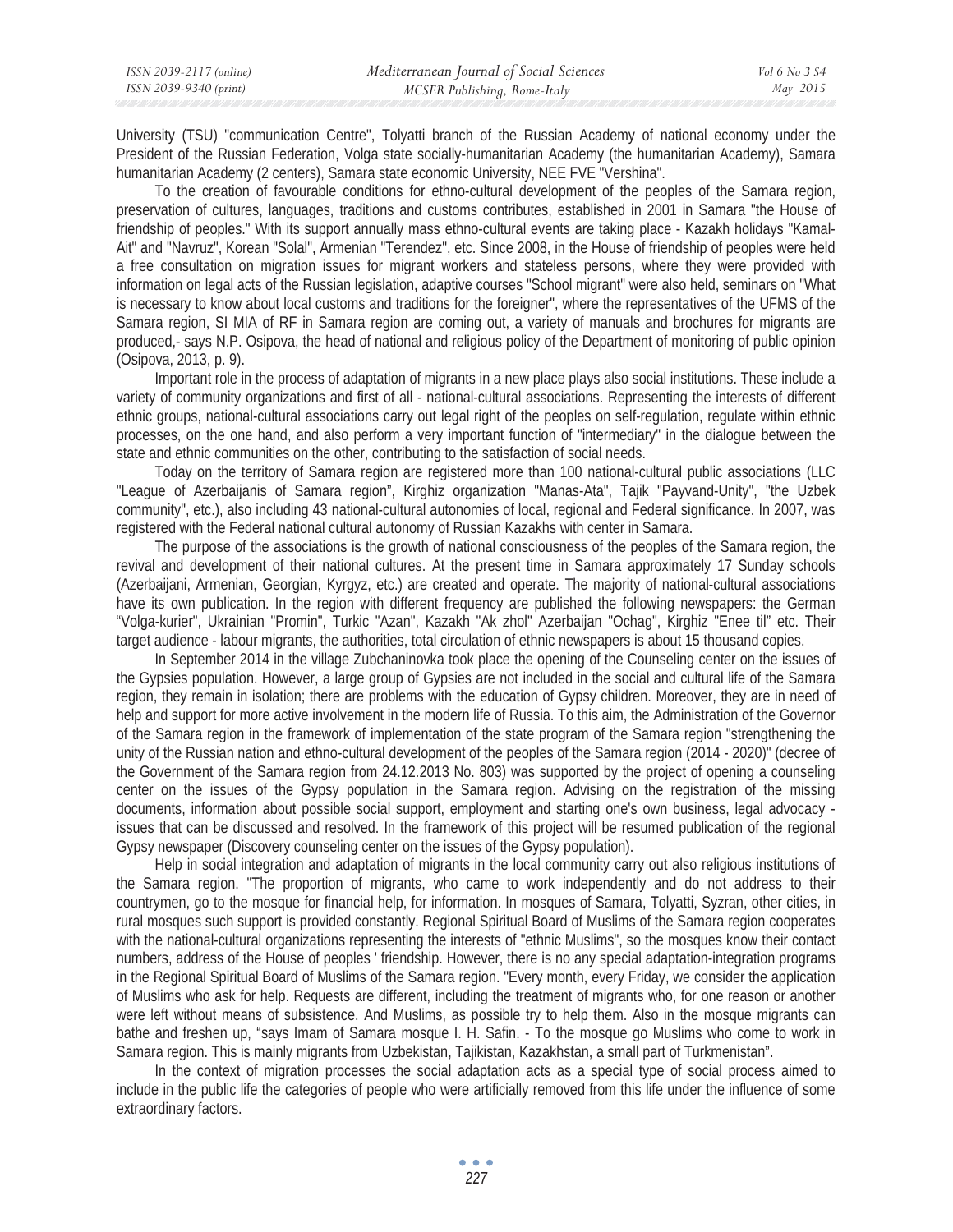University (TSU) "communication Centre", Tolyatti branch of the Russian Academy of national economy under the President of the Russian Federation, Volga state socially-humanitarian Academy (the humanitarian Academy), Samara humanitarian Academy (2 centers), Samara state economic University, NEE FVE "Vershina".

To the creation of favourable conditions for ethno-cultural development of the peoples of the Samara region, preservation of cultures, languages, traditions and customs contributes, established in 2001 in Samara "the House of friendship of peoples." With its support annually mass ethno-cultural events are taking place - Kazakh holidays "Kamal-Ait" and "Navruz", Korean "Solal", Armenian "Terendez", etc. Since 2008, in the House of friendship of peoples were held a free consultation on migration issues for migrant workers and stateless persons, where they were provided with information on legal acts of the Russian legislation, adaptive courses "School migrant" were also held, seminars on "What is necessary to know about local customs and traditions for the foreigner", where the representatives of the UFMS of the Samara region, SI MIA of RF in Samara region are coming out, a variety of manuals and brochures for migrants are produced,- says N.P. Osipova, the head of national and religious policy of the Department of monitoring of public opinion (Osipova, 2013, p. 9).

Important role in the process of adaptation of migrants in a new place plays also social institutions. These include a variety of community organizations and first of all - national-cultural associations. Representing the interests of different ethnic groups, national-cultural associations carry out legal right of the peoples on self-regulation, regulate within ethnic processes, on the one hand, and also perform a very important function of "intermediary" in the dialogue between the state and ethnic communities on the other, contributing to the satisfaction of social needs.

Today on the territory of Samara region are registered more than 100 national-cultural public associations (LLC "League of Azerbaijanis of Samara region", Kirghiz organization "Manas-Ata", Tajik "Payvand-Unity", "the Uzbek community", etc.), also including 43 national-cultural autonomies of local, regional and Federal significance. In 2007, was registered with the Federal national cultural autonomy of Russian Kazakhs with center in Samara.

The purpose of the associations is the growth of national consciousness of the peoples of the Samara region, the revival and development of their national cultures. At the present time in Samara approximately 17 Sunday schools (Azerbaijani, Armenian, Georgian, Kyrgyz, etc.) are created and operate. The majority of national-cultural associations have its own publication. In the region with different frequency are published the following newspapers: the German "Volga-kurier", Ukrainian "Promin", Turkic "Azan", Kazakh "Ak zhol" Azerbaijan "Ochag", Kirghiz "Enee til" etc. Their target audience - labour migrants, the authorities, total circulation of ethnic newspapers is about 15 thousand copies.

In September 2014 in the village Zubchaninovka took place the opening of the Counseling center on the issues of the Gypsies population. However, a large group of Gypsies are not included in the social and cultural life of the Samara region, they remain in isolation; there are problems with the education of Gypsy children. Moreover, they are in need of help and support for more active involvement in the modern life of Russia. To this aim, the Administration of the Governor of the Samara region in the framework of implementation of the state program of the Samara region "strengthening the unity of the Russian nation and ethno-cultural development of the peoples of the Samara region (2014 - 2020)" (decree of the Government of the Samara region from 24.12.2013 No. 803) was supported by the project of opening a counseling center on the issues of the Gypsy population in the Samara region. Advising on the registration of the missing documents, information about possible social support, employment and starting one's own business, legal advocacy - issues that can be discussed and resolved. In the framework of this project will be resumed publication of the regional Gypsy newspaper (Discovery counseling center on the issues of the Gypsy population).

Help in social integration and adaptation of migrants in the local community carry out also religious institutions of the Samara region. "The proportion of migrants, who came to work independently and do not address to their countrymen, go to the mosque for financial help, for information. In mosques of Samara, Tolyatti, Syzran, other cities, in rural mosques such support is provided constantly. Regional Spiritual Board of Muslims of the Samara region cooperates with the national-cultural organizations representing the interests of "ethnic Muslims", so the mosques know their contact numbers, address of the House of peoples ' friendship. However, there is no any special adaptation-integration programs in the Regional Spiritual Board of Muslims of the Samara region. "Every month, every Friday, we consider the application of Muslims who ask for help. Requests are different, including the treatment of migrants who, for one reason or another were left without means of subsistence. And Muslims, as possible try to help them. Also in the mosque migrants can bathe and freshen up, "says Imam of Samara mosque I. H. Safin. - To the mosque go Muslims who come to work in Samara region. This is mainly migrants from Uzbekistan, Tajikistan, Kazakhstan, a small part of Turkmenistan".

In the context of migration processes the social adaptation acts as a special type of social process aimed to include in the public life the categories of people who were artificially removed from this life under the influence of some extraordinary factors.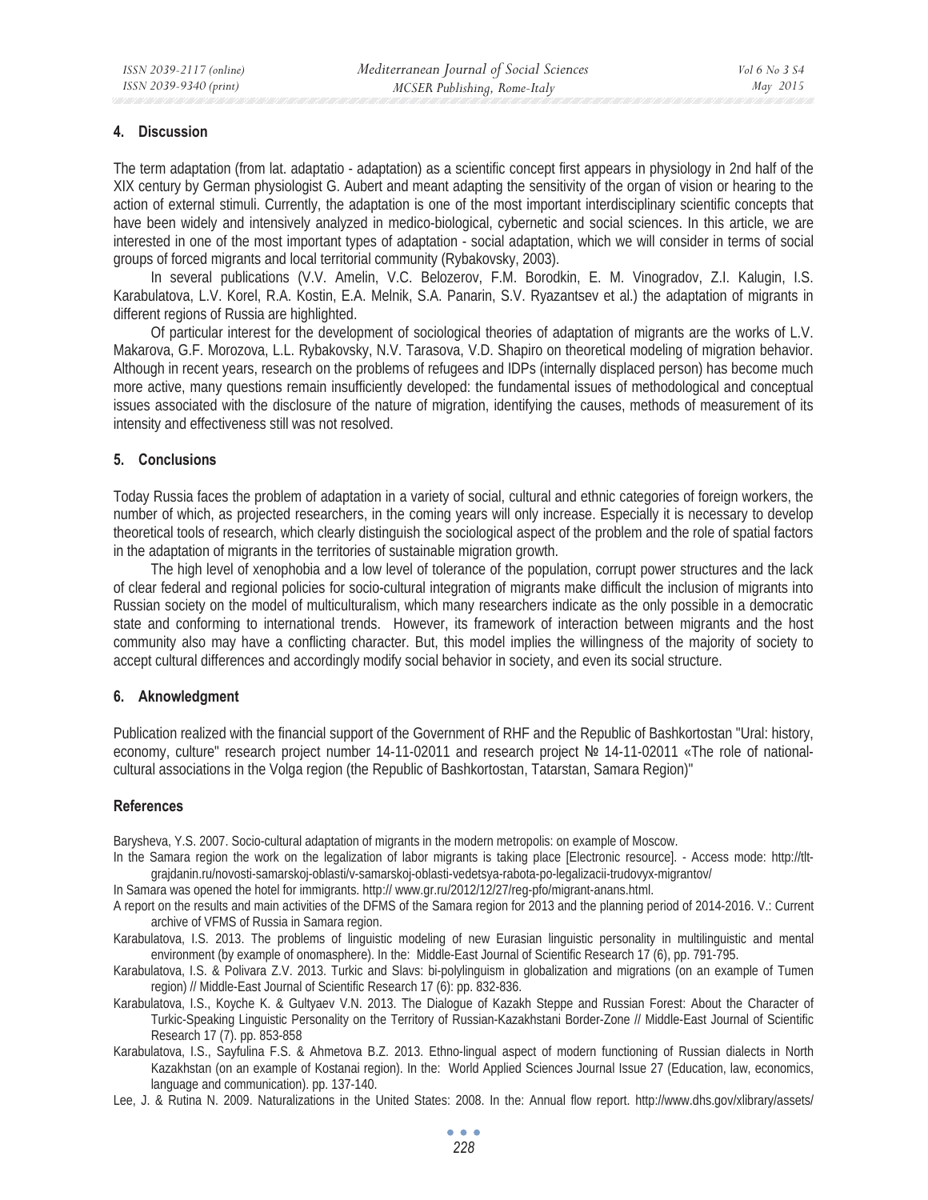## 4. Discussion

The term adaptation (from lat. adaptatio - adaptation) as a scientific concept first appears in physiology in 2nd half of the XIX century by German physiologist G. Aubert and meant adapting the sensitivity of the organ of vision or hearing to the action of external stimuli. Currently, the adaptation is one of the most important interdisciplinary scientific concepts that have been widely and intensively analyzed in medico-biological, cybernetic and social sciences. In this article, we are interested in one of the most important types of adaptation - social adaptation, which we will consider in terms of social groups of forced migrants and local territorial community (Rybakovsky, 2003).

In several publications (V.V. Amelin, V.C. Belozerov, F.M. Borodkin, E. M. Vinogradov, Z.I. Kalugin, I.S. Karabulatova, L.V. Korel, R.A. Kostin, E.A. Melnik, S.A. Panarin, S.V. Ryazantsev et al.) the adaptation of migrants in different regions of Russia are highlighted.

Of particular interest for the development of sociological theories of adaptation of migrants are the works of L.V. Makarova, G.F. Morozova, L.L. Rybakovsky, N.V. Tarasova, V.D. Shapiro on theoretical modeling of migration behavior. Although in recent years, research on the problems of refugees and IDPs (internally displaced person) has become much more active, many questions remain insufficiently developed: the fundamental issues of methodological and conceptual issues associated with the disclosure of the nature of migration, identifying the causes, methods of measurement of its intensity and effectiveness still was not resolved.

## 5. Conclusions

Today Russia faces the problem of adaptation in a variety of social, cultural and ethnic categories of foreign workers, the number of which, as projected researchers, in the coming years will only increase. Especially it is necessary to develop theoretical tools of research, which clearly distinguish the sociological aspect of the problem and the role of spatial factors in the adaptation of migrants in the territories of sustainable migration growth.

The high level of xenophobia and a low level of tolerance of the population, corrupt power structures and the lack of clear federal and regional policies for socio-cultural integration of migrants make difficult the inclusion of migrants into Russian society on the model of multiculturalism, which many researchers indicate as the only possible in a democratic state and conforming to international trends. However, its framework of interaction between migrants and the host community also may have a conflicting character. But, this model implies the willingness of the majority of society to accept cultural differences and accordingly modify social behavior in society, and even its social structure.

## 6. Aknowledgment

Publication realized with the financial support of the Government of RHF and the Republic of Bashkortostan "Ural: history, economy, culture" research project number 14-11-02011 and research project № 14-11-02011 «The role of national-cultural associations in the Volga region (the Republic of Bashkortostan, Tatarstan, Samara Region)"

## References

Barysheva, Y.S. 2007. Socio-cultural adaptation of migrants in the modern metropolis: on example of Moscow.

In the Samara region the work on the legalization of labor migrants is taking place [Electronic resource]. - Access mode: http://tlt-grajdanin.ru/novosti-samarskoj-oblasti/v-samarskoj-oblasti-vedetsya-rabota-po-legalizacii-trudovyx-migrantov/

In Samara was opened the hotel for immigrants. http:// www.gr.ru/2012/12/27/reg-pfo/migrant-anans.html.

A report on the results and main activities of the DFMS of the Samara region for 2013 and the planning period of 2014-2016. V.: Current archive of VFMS of Russia in Samara region.

Karabulatova, I.S. 2013. The problems of linguistic modeling of new Eurasian linguistic personality in multilinguistic and mental environment (by example of onomasphere). In the: Middle-East Journal of Scientific Research 17 (6), pp. 791-795.

Karabulatova, I.S. & Polivara Z.V. 2013. Turkic and Slavs: bi-polylinguism in globalization and migrations (on an example of Tumen region) // Middle-East Journal of Scientific Research 17 (6): pp. 832-836.

Karabulatova, I.S., Koyche K. & Gultyaev V.N. 2013. The Dialogue of Kazakh Steppe and Russian Forest: About the Character of Turkic-Speaking Linguistic Personality on the Territory of Russian-Kazakhstani Border-Zone // Middle-East Journal of Scientific Research 17 (7). pp. 853-858

Karabulatova, I.S., Sayfulina F.S. & Ahmetova B.Z. 2013. Ethno-lingual aspect of modern functioning of Russian dialects in North Kazakhstan (on an example of Kostanai region). In the: World Applied Sciences Journal Issue 27 (Education, law, economics, language and communication). pp. 137-140.

Lee, J. & Rutina N. 2009. Naturalizations in the United States: 2008. In the: Annual flow report. http://www.dhs.gov/xlibrary/assets/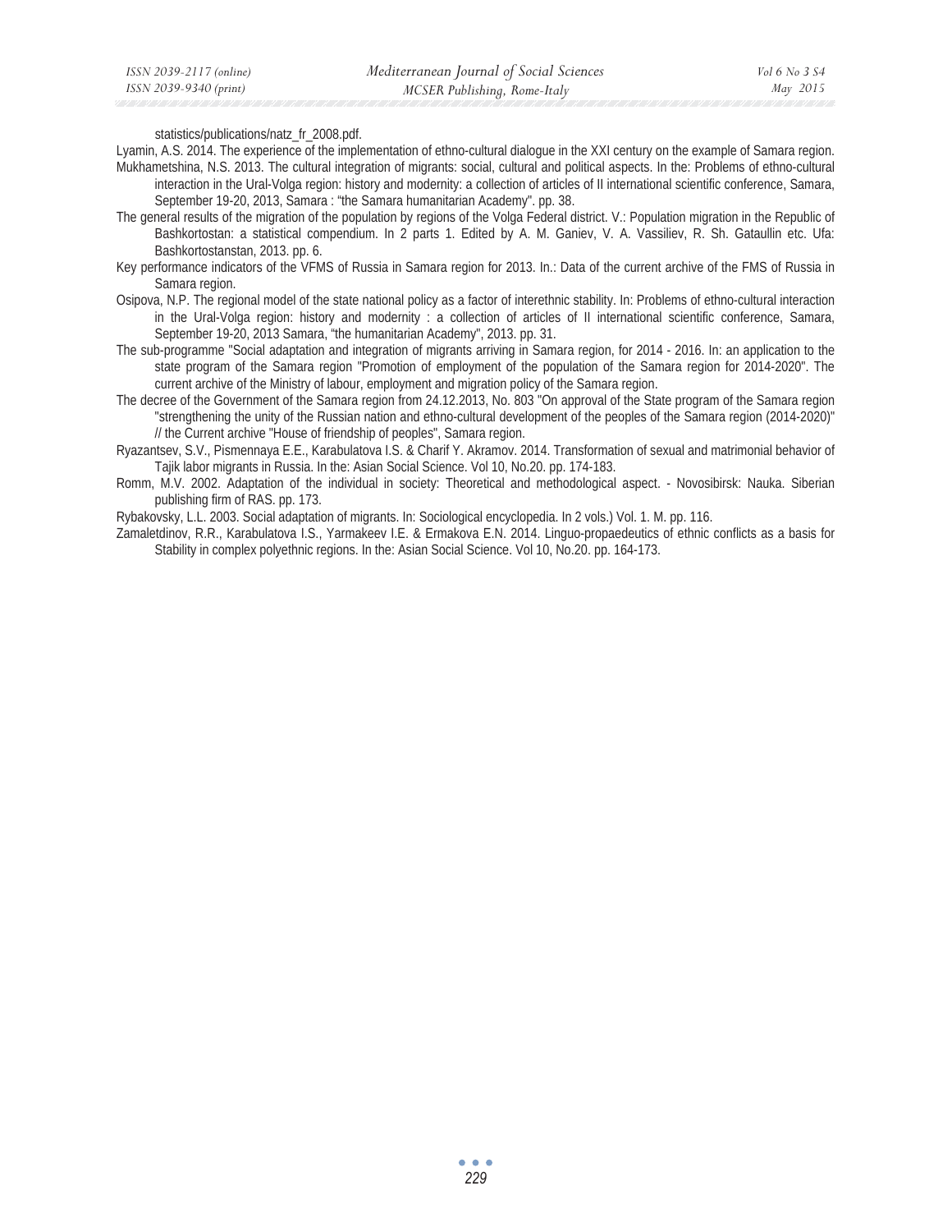statistics/publications/natz_fr_2008.pdf.

Lyamin, A.S. 2014. The experience of the implementation of ethno-cultural dialogue in the XXI century on the example of Samara region.

Mukhametshina, N.S. 2013. The cultural integration of migrants: social, cultural and political aspects. In the: Problems of ethno-cultural interaction in the Ural-Volga region: history and modernity: a collection of articles of II international scientific conference, Samara, September 19-20, 2013, Samara : "the Samara humanitarian Academy". pp. 38.

The general results of the migration of the population by regions of the Volga Federal district. V.: Population migration in the Republic of Bashkortostan: a statistical compendium. In 2 parts 1. Edited by A. M. Ganiev, V. A. Vassiliev, R. Sh. Gataullin etc. Ufa: Bashkortostanstan, 2013. pp. 6.

Key performance indicators of the VFMS of Russia in Samara region for 2013. In.: Data of the current archive of the FMS of Russia in Samara region.

Osipova, N.P. The regional model of the state national policy as a factor of interethnic stability. In: Problems of ethno-cultural interaction in the Ural-Volga region: history and modernity : a collection of articles of II international scientific conference, Samara, September 19-20, 2013 Samara, "the humanitarian Academy", 2013. pp. 31.

The sub-programme "Social adaptation and integration of migrants arriving in Samara region, for 2014 - 2016. In: an application to the state program of the Samara region "Promotion of employment of the population of the Samara region for 2014-2020". The current archive of the Ministry of labour, employment and migration policy of the Samara region.

The decree of the Government of the Samara region from 24.12.2013, No. 803 "On approval of the State program of the Samara region "strengthening the unity of the Russian nation and ethno-cultural development of the peoples of the Samara region (2014-2020)" // the Current archive "House of friendship of peoples", Samara region.

Ryazantsev, S.V., Pismennaya E.E., Karabulatova I.S. & Charif Y. Akramov. 2014. Transformation of sexual and matrimonial behavior of Tajik labor migrants in Russia. In the: Asian Social Science. Vol 10, No.20. pp. 174-183.

Romm, M.V. 2002. Adaptation of the individual in society: Theoretical and methodological aspect. - Novosibirsk: Nauka. Siberian publishing firm of RAS. pp. 173.

Rybakovsky, L.L. 2003. Social adaptation of migrants. In: Sociological encyclopedia. In 2 vols.) Vol. 1. M. pp. 116.

Zamaletdinov, R.R., Karabulatova I.S., Yarmakeev I.E. & Ermakova E.N. 2014. Linguo-propaedeutics of ethnic conflicts as a basis for Stability in complex polyethnic regions. In the: Asian Social Science. Vol 10, No.20. pp. 164-173.